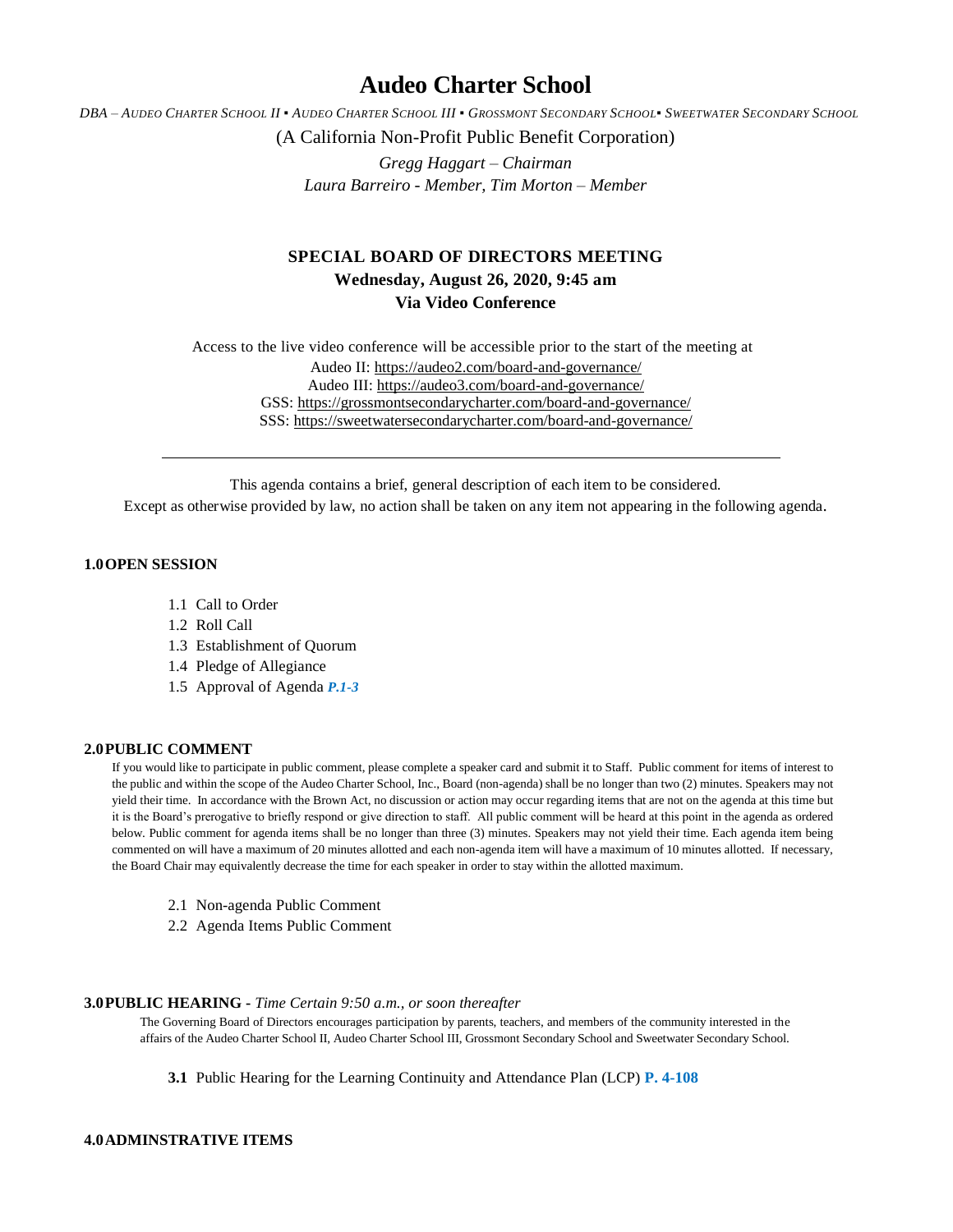# Audeo Charter School

*DBA – Audeo Charter School II ▪ Audeo Charter School III ▪ Grossmont Secondary School▪ Sweetwater Secondary School*

(A California Non-Profit Public Benefit Corporation)

*Gregg Haggart – Chairman*

*Laura Barreiro - Member, Tim Morton – Member*

## SPECIAL BOARD OF DIRECTORS MEETING

**Wednesday, August 26, 2020, 9:45 am**

**Via Video Conference**

Access to the live video conference will be accessible prior to the start of the meeting at

Audeo II: https://audeo2.com/board-and-governance/

Audeo III: https://audeo3.com/board-and-governance/

GSS: https://grossmontsecondarycharter.com/board-and-governance/

SSS: https://sweetwatersecondarycharter.com/board-and-governance/

---

This agenda contains a brief, general description of each item to be considered.

Except as otherwise provided by law, no action shall be taken on any item not appearing in the following agenda.

### 1.0 OPEN SESSION

1.1 Call to Order

1.2 Roll Call

1.3 Establishment of Quorum

1.4 Pledge of Allegiance

1.5 Approval of Agenda ***P.1-3***

### 2.0 PUBLIC COMMENT

If you would like to participate in public comment, please complete a speaker card and submit it to Staff. Public comment for items of interest to the public and within the scope of the Audeo Charter School, Inc., Board (non-agenda) shall be no longer than two (2) minutes. Speakers may not yield their time. In accordance with the Brown Act, no discussion or action may occur regarding items that are not on the agenda at this time but it is the Board's prerogative to briefly respond or give direction to staff. All public comment will be heard at this point in the agenda as ordered below. Public comment for agenda items shall be no longer than three (3) minutes. Speakers may not yield their time. Each agenda item being commented on will have a maximum of 20 minutes allotted and each non-agenda item will have a maximum of 10 minutes allotted. If necessary, the Board Chair may equivalently decrease the time for each speaker in order to stay within the allotted maximum.

2.1 Non-agenda Public Comment

2.2 Agenda Items Public Comment

### 3.0 PUBLIC HEARING - *Time Certain 9:50 a.m., or soon thereafter*

The Governing Board of Directors encourages participation by parents, teachers, and members of the community interested in the affairs of the Audeo Charter School II, Audeo Charter School III, Grossmont Secondary School and Sweetwater Secondary School.

**3.1** Public Hearing for the Learning Continuity and Attendance Plan (LCP) **P. 4-108**

### 4.0 ADMINSTRATIVE ITEMS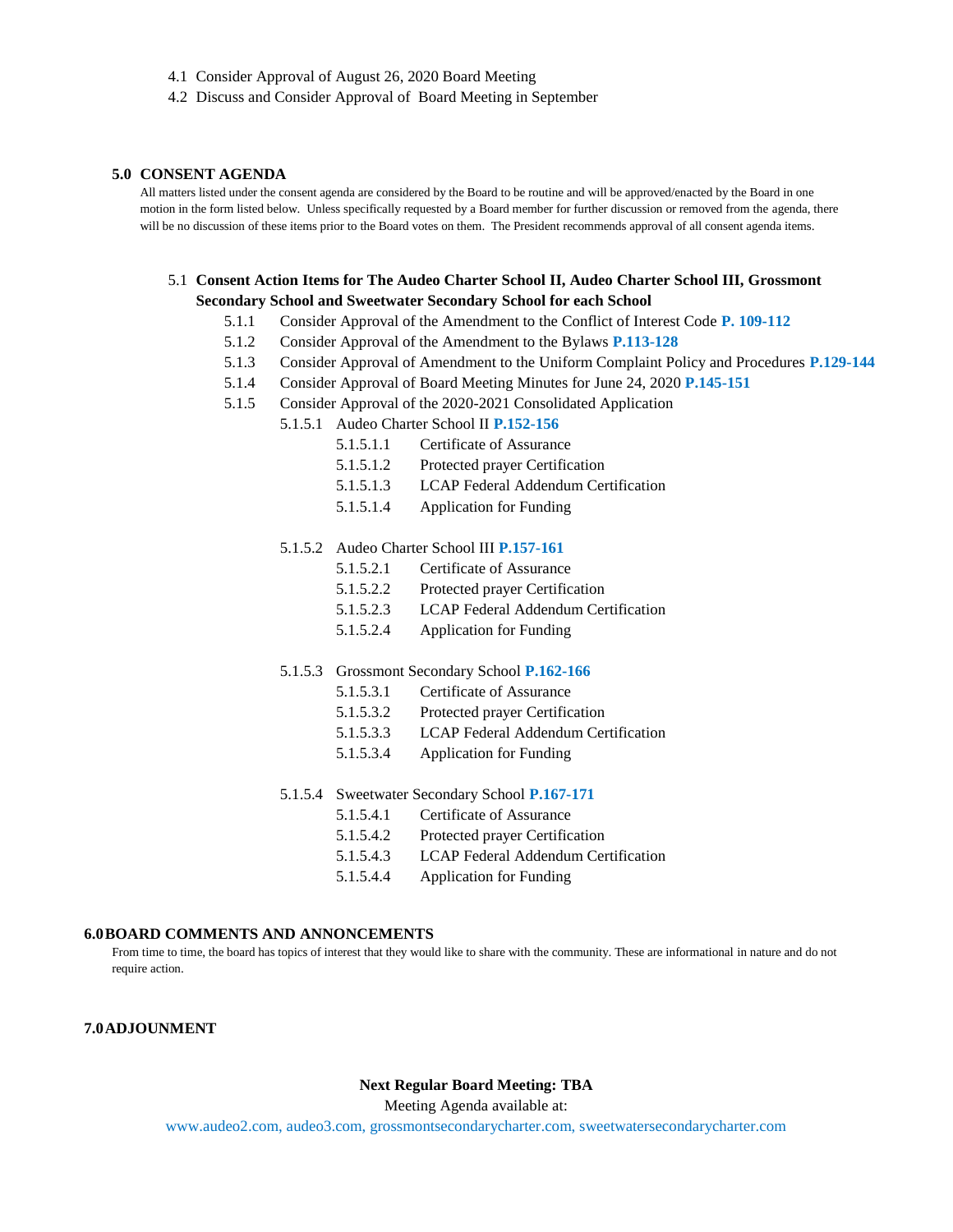4.1 Consider Approval of August 26, 2020 Board Meeting

4.2 Discuss and Consider Approval of Board Meeting in September

## 5.0 CONSENT AGENDA

All matters listed under the consent agenda are considered by the Board to be routine and will be approved/enacted by the Board in one motion in the form listed below. Unless specifically requested by a Board member for further discussion or removed from the agenda, there will be no discussion of these items prior to the Board votes on them. The President recommends approval of all consent agenda items.

5.1 **Consent Action Items for The Audeo Charter School II, Audeo Charter School III, Grossmont Secondary School and Sweetwater Secondary School for each School**

- 5.1.1 Consider Approval of the Amendment to the Conflict of Interest Code **P. 109-112**
- 5.1.2 Consider Approval of the Amendment to the Bylaws **P.113-128**
- 5.1.3 Consider Approval of Amendment to the Uniform Complaint Policy and Procedures **P.129-144**
- 5.1.4 Consider Approval of Board Meeting Minutes for June 24, 2020 **P.145-151**
- 5.1.5 Consider Approval of the 2020-2021 Consolidated Application
  - 5.1.5.1 Audeo Charter School II **P.152-156**
    - 5.1.5.1.1 Certificate of Assurance
    - 5.1.5.1.2 Protected prayer Certification
    - 5.1.5.1.3 LCAP Federal Addendum Certification
    - 5.1.5.1.4 Application for Funding
  - 5.1.5.2 Audeo Charter School III **P.157-161**
    - 5.1.5.2.1 Certificate of Assurance
    - 5.1.5.2.2 Protected prayer Certification
    - 5.1.5.2.3 LCAP Federal Addendum Certification
    - 5.1.5.2.4 Application for Funding
  - 5.1.5.3 Grossmont Secondary School **P.162-166**
    - 5.1.5.3.1 Certificate of Assurance
    - 5.1.5.3.2 Protected prayer Certification
    - 5.1.5.3.3 LCAP Federal Addendum Certification
    - 5.1.5.3.4 Application for Funding
  - 5.1.5.4 Sweetwater Secondary School **P.167-171**
    - 5.1.5.4.1 Certificate of Assurance
    - 5.1.5.4.2 Protected prayer Certification
    - 5.1.5.4.3 LCAP Federal Addendum Certification
    - 5.1.5.4.4 Application for Funding

## 6.0 BOARD COMMENTS AND ANNONCEMENTS

From time to time, the board has topics of interest that they would like to share with the community. These are informational in nature and do not require action.

## 7.0 ADJOUNMENT

**Next Regular Board Meeting: TBA**

Meeting Agenda available at:

www.audeo2.com, audeo3.com, grossmontsecondarycharter.com, sweetwatersecondarycharter.com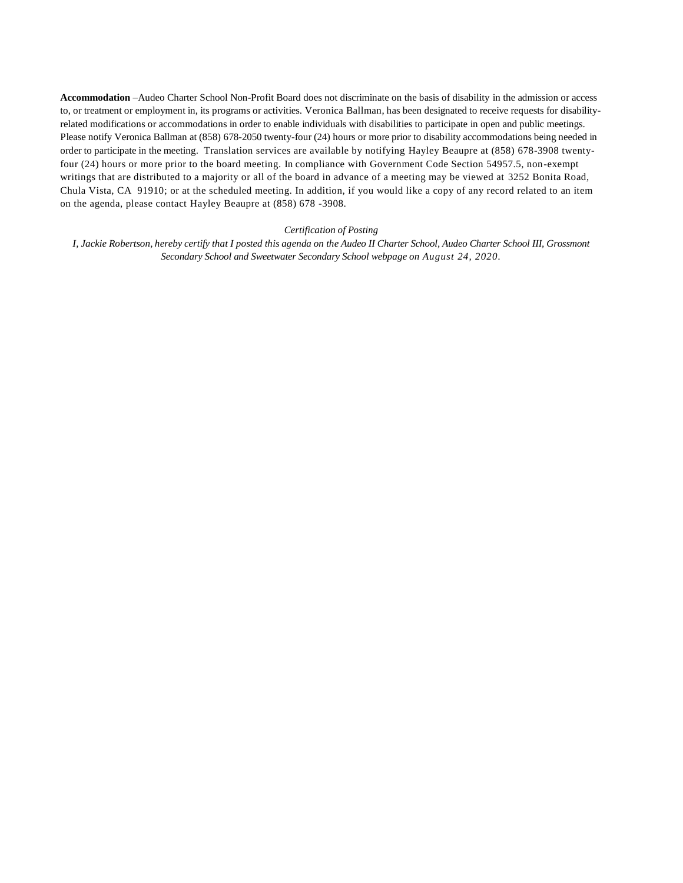**Accommodation** –Audeo Charter School Non-Profit Board does not discriminate on the basis of disability in the admission or access to, or treatment or employment in, its programs or activities. Veronica Ballman, has been designated to receive requests for disability-related modifications or accommodations in order to enable individuals with disabilities to participate in open and public meetings. Please notify Veronica Ballman at (858) 678-2050 twenty-four (24) hours or more prior to disability accommodations being needed in order to participate in the meeting. Translation services are available by notifying Hayley Beaupre at (858) 678-3908 twenty-four (24) hours or more prior to the board meeting. In compliance with Government Code Section 54957.5, non-exempt writings that are distributed to a majority or all of the board in advance of a meeting may be viewed at 3252 Bonita Road, Chula Vista, CA 91910; or at the scheduled meeting. In addition, if you would like a copy of any record related to an item on the agenda, please contact Hayley Beaupre at (858) 678 -3908.

*Certification of Posting*

*I, Jackie Robertson, hereby certify that I posted this agenda on the Audeo II Charter School, Audeo Charter School III, Grossmont Secondary School and Sweetwater Secondary School webpage on August 24, 2020.*